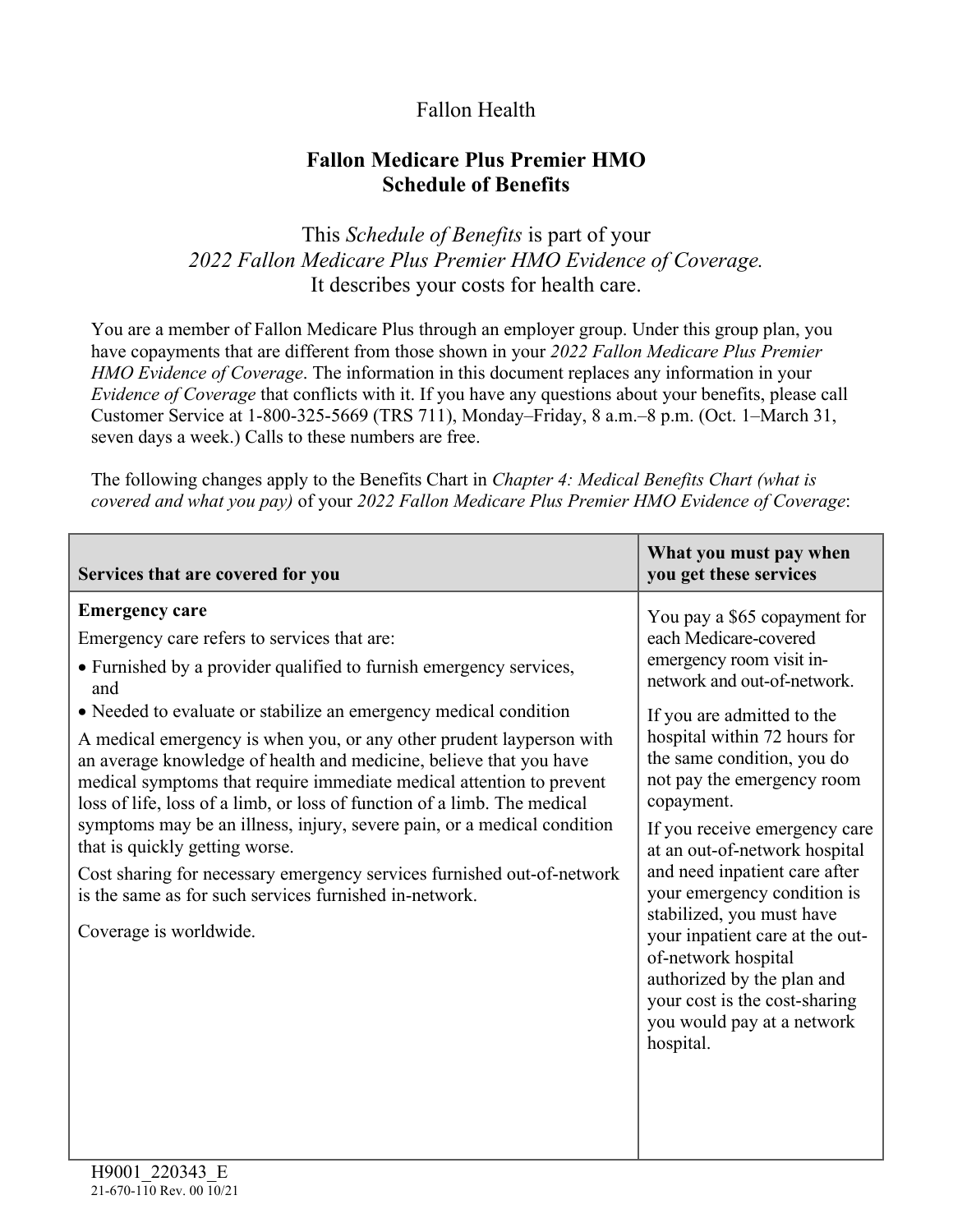Fallon Health

# Fallon Medicare Plus Premier HMO Schedule of Benefits

This *Schedule of Benefits* is part of your *2022 Fallon Medicare Plus Premier HMO Evidence of Coverage.* It describes your costs for health care.

You are a member of Fallon Medicare Plus through an employer group. Under this group plan, you have copayments that are different from those shown in your *2022 Fallon Medicare Plus Premier HMO Evidence of Coverage*. The information in this document replaces any information in your *Evidence of Coverage* that conflicts with it. If you have any questions about your benefits, please call Customer Service at 1-800-325-5669 (TRS 711), Monday–Friday, 8 a.m.–8 p.m. (Oct. 1–March 31, seven days a week.) Calls to these numbers are free.

The following changes apply to the Benefits Chart in *Chapter 4: Medical Benefits Chart (what is covered and what you pay)* of your *2022 Fallon Medicare Plus Premier HMO Evidence of Coverage*:

| Services that are covered for you | What you must pay when you get these services |
|---|---|
| **Emergency care**<br>Emergency care refers to services that are:<br>• Furnished by a provider qualified to furnish emergency services, and<br>• Needed to evaluate or stabilize an emergency medical condition<br>A medical emergency is when you, or any other prudent layperson with an average knowledge of health and medicine, believe that you have medical symptoms that require immediate medical attention to prevent loss of life, loss of a limb, or loss of function of a limb. The medical symptoms may be an illness, injury, severe pain, or a medical condition that is quickly getting worse.<br>Cost sharing for necessary emergency services furnished out-of-network is the same as for such services furnished in-network.<br>Coverage is worldwide. | You pay a $65 copayment for each Medicare-covered emergency room visit in-network and out-of-network.<br>If you are admitted to the hospital within 72 hours for the same condition, you do not pay the emergency room copayment.<br>If you receive emergency care at an out-of-network hospital and need inpatient care after your emergency condition is stabilized, you must have your inpatient care at the out-of-network hospital authorized by the plan and your cost is the cost-sharing you would pay at a network hospital. |

H9001_220343_E
21-670-110 Rev. 00 10/21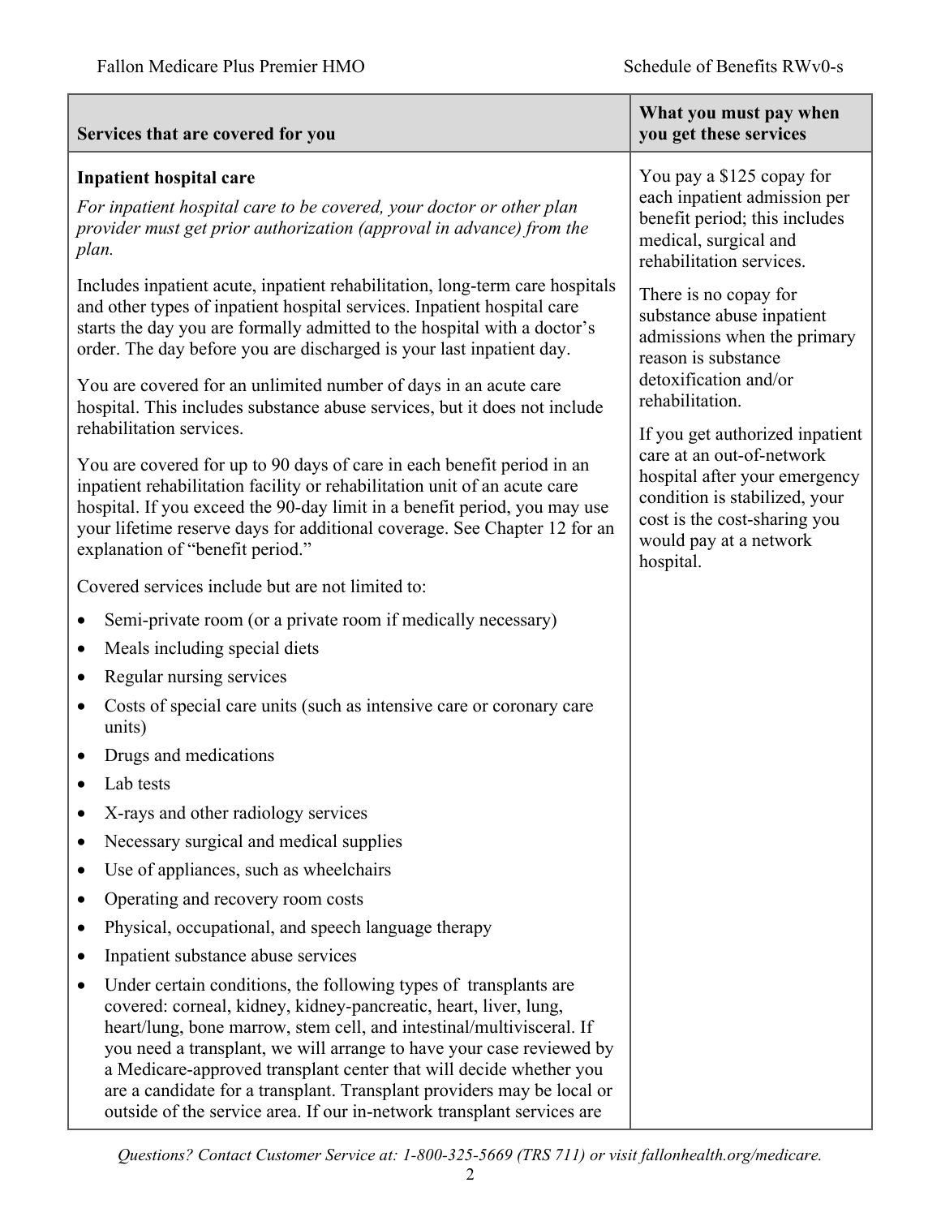| Services that are covered for you | What you must pay when you get these services |
| --- | --- |
| **Inpatient hospital care**<br><br>*For inpatient hospital care to be covered, your doctor or other plan provider must get prior authorization (approval in advance) from the plan.*<br><br>Includes inpatient acute, inpatient rehabilitation, long-term care hospitals and other types of inpatient hospital services. Inpatient hospital care starts the day you are formally admitted to the hospital with a doctor's order. The day before you are discharged is your last inpatient day.<br><br>You are covered for an unlimited number of days in an acute care hospital. This includes substance abuse services, but it does not include rehabilitation services.<br><br>You are covered for up to 90 days of care in each benefit period in an inpatient rehabilitation facility or rehabilitation unit of an acute care hospital. If you exceed the 90-day limit in a benefit period, you may use your lifetime reserve days for additional coverage. See Chapter 12 for an explanation of "benefit period."<br><br>Covered services include but are not limited to:<br><br>• Semi-private room (or a private room if medically necessary)<br>• Meals including special diets<br>• Regular nursing services<br>• Costs of special care units (such as intensive care or coronary care units)<br>• Drugs and medications<br>• Lab tests<br>• X-rays and other radiology services<br>• Necessary surgical and medical supplies<br>• Use of appliances, such as wheelchairs<br>• Operating and recovery room costs<br>• Physical, occupational, and speech language therapy<br>• Inpatient substance abuse services<br>• Under certain conditions, the following types of transplants are covered: corneal, kidney, kidney-pancreatic, heart, liver, lung, heart/lung, bone marrow, stem cell, and intestinal/multivisceral. If you need a transplant, we will arrange to have your case reviewed by a Medicare-approved transplant center that will decide whether you are a candidate for a transplant. Transplant providers may be local or outside of the service area. If our in-network transplant services are | You pay a $125 copay for each inpatient admission per benefit period; this includes medical, surgical and rehabilitation services.<br><br>There is no copay for substance abuse inpatient admissions when the primary reason is substance detoxification and/or rehabilitation.<br><br>If you get authorized inpatient care at an out-of-network hospital after your emergency condition is stabilized, your cost is the cost-sharing you would pay at a network hospital. |

*Questions? Contact Customer Service at: 1-800-325-5669 (TRS 711) or visit fallonhealth.org/medicare.*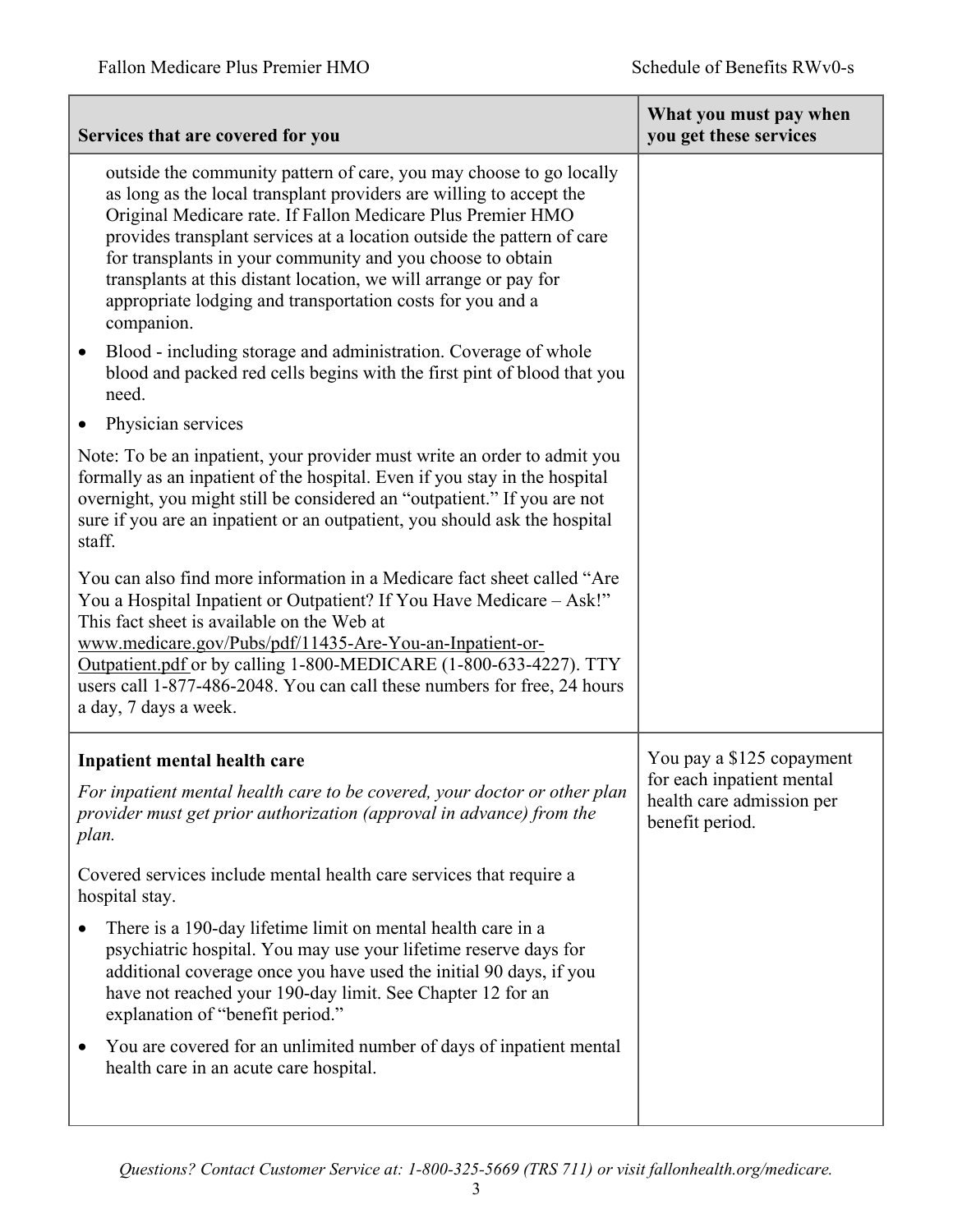| Services that are covered for you | What you must pay when you get these services |
| --- | --- |
| outside the community pattern of care, you may choose to go locally as long as the local transplant providers are willing to accept the Original Medicare rate. If Fallon Medicare Plus Premier HMO provides transplant services at a location outside the pattern of care for transplants in your community and you choose to obtain transplants at this distant location, we will arrange or pay for appropriate lodging and transportation costs for you and a companion.<br>• Blood - including storage and administration. Coverage of whole blood and packed red cells begins with the first pint of blood that you need.<br>• Physician services<br><br>Note: To be an inpatient, your provider must write an order to admit you formally as an inpatient of the hospital. Even if you stay in the hospital overnight, you might still be considered an "outpatient." If you are not sure if you are an inpatient or an outpatient, you should ask the hospital staff.<br><br>You can also find more information in a Medicare fact sheet called "Are You a Hospital Inpatient or Outpatient? If You Have Medicare – Ask!" This fact sheet is available on the Web at www.medicare.gov/Pubs/pdf/11435-Are-You-an-Inpatient-or-Outpatient.pdf or by calling 1-800-MEDICARE (1-800-633-4227). TTY users call 1-877-486-2048. You can call these numbers for free, 24 hours a day, 7 days a week. | |
| **Inpatient mental health care**<br><br>*For inpatient mental health care to be covered, your doctor or other plan provider must get prior authorization (approval in advance) from the plan.*<br><br>Covered services include mental health care services that require a hospital stay.<br>• There is a 190-day lifetime limit on mental health care in a psychiatric hospital. You may use your lifetime reserve days for additional coverage once you have used the initial 90 days, if you have not reached your 190-day limit. See Chapter 12 for an explanation of "benefit period."<br>• You are covered for an unlimited number of days of inpatient mental health care in an acute care hospital. | You pay a $125 copayment for each inpatient mental health care admission per benefit period. |

*Questions? Contact Customer Service at: 1-800-325-5669 (TRS 711) or visit fallonhealth.org/medicare.*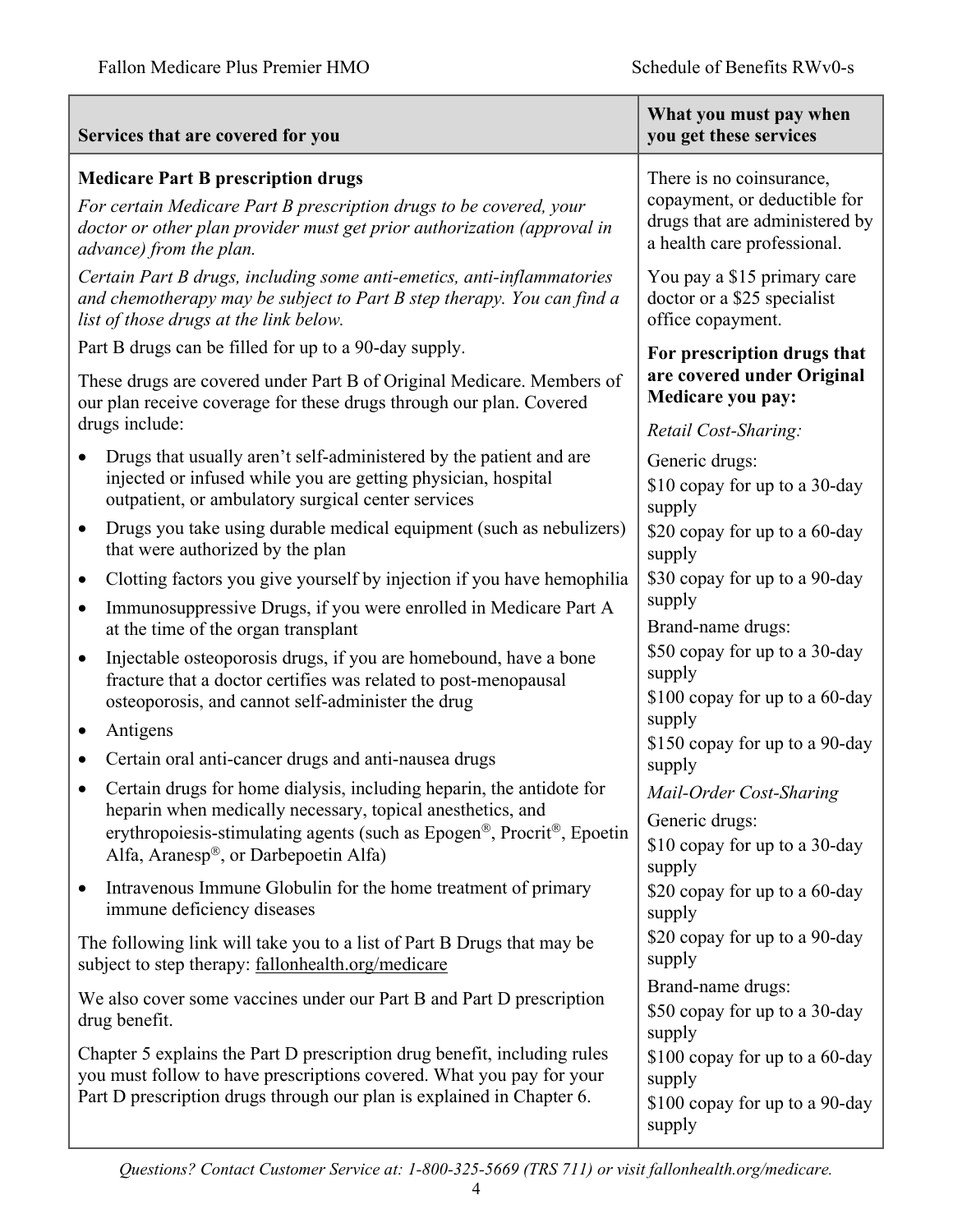| Services that are covered for you | What you must pay when you get these services |
|---|---|
| **Medicare Part B prescription drugs**<br>*For certain Medicare Part B prescription drugs to be covered, your doctor or other plan provider must get prior authorization (approval in advance) from the plan.*<br>*Certain Part B drugs, including some anti-emetics, anti-inflammatories and chemotherapy may be subject to Part B step therapy. You can find a list of those drugs at the link below.*<br>Part B drugs can be filled for up to a 90-day supply.<br>These drugs are covered under Part B of Original Medicare. Members of our plan receive coverage for these drugs through our plan. Covered drugs include:<br>• Drugs that usually aren't self-administered by the patient and are injected or infused while you are getting physician, hospital outpatient, or ambulatory surgical center services<br>• Drugs you take using durable medical equipment (such as nebulizers) that were authorized by the plan<br>• Clotting factors you give yourself by injection if you have hemophilia<br>• Immunosuppressive Drugs, if you were enrolled in Medicare Part A at the time of the organ transplant<br>• Injectable osteoporosis drugs, if you are homebound, have a bone fracture that a doctor certifies was related to post-menopausal osteoporosis, and cannot self-administer the drug<br>• Antigens<br>• Certain oral anti-cancer drugs and anti-nausea drugs<br>• Certain drugs for home dialysis, including heparin, the antidote for heparin when medically necessary, topical anesthetics, and erythropoiesis-stimulating agents (such as Epogen®, Procrit®, Epoetin Alfa, Aranesp®, or Darbepoetin Alfa)<br>• Intravenous Immune Globulin for the home treatment of primary immune deficiency diseases<br>The following link will take you to a list of Part B Drugs that may be subject to step therapy: fallonhealth.org/medicare<br>We also cover some vaccines under our Part B and Part D prescription drug benefit.<br>Chapter 5 explains the Part D prescription drug benefit, including rules you must follow to have prescriptions covered. What you pay for your Part D prescription drugs through our plan is explained in Chapter 6. | There is no coinsurance, copayment, or deductible for drugs that are administered by a health care professional.<br>You pay a $15 primary care doctor or a $25 specialist office copayment.<br>**For prescription drugs that are covered under Original Medicare you pay:**<br>*Retail Cost-Sharing:*<br>Generic drugs:<br>$10 copay for up to a 30-day supply<br>$20 copay for up to a 60-day supply<br>$30 copay for up to a 90-day supply<br>Brand-name drugs:<br>$50 copay for up to a 30-day supply<br>$100 copay for up to a 60-day supply<br>$150 copay for up to a 90-day supply<br>*Mail-Order Cost-Sharing*<br>Generic drugs:<br>$10 copay for up to a 30-day supply<br>$20 copay for up to a 60-day supply<br>$20 copay for up to a 90-day supply<br>Brand-name drugs:<br>$50 copay for up to a 30-day supply<br>$100 copay for up to a 60-day supply<br>$100 copay for up to a 90-day supply |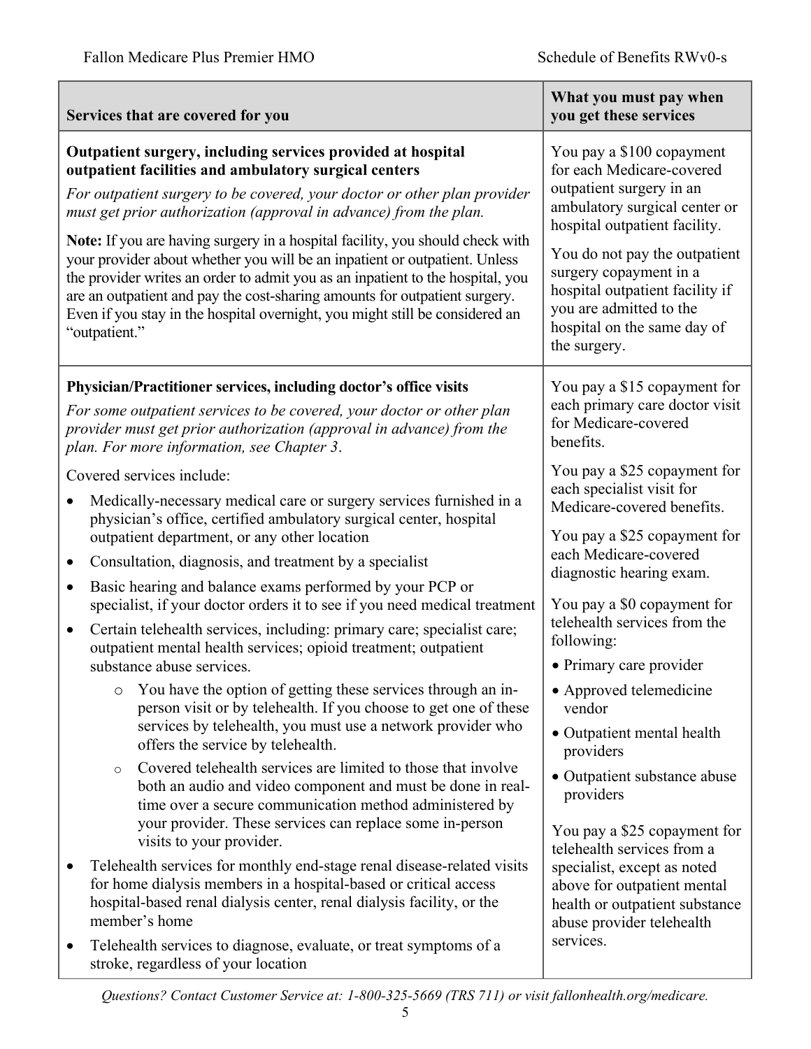| Services that are covered for you | What you must pay when you get these services |
|---|---|
| **Outpatient surgery, including services provided at hospital outpatient facilities and ambulatory surgical centers**<br><br>*For outpatient surgery to be covered, your doctor or other plan provider must get prior authorization (approval in advance) from the plan.*<br><br>**Note:** If you are having surgery in a hospital facility, you should check with your provider about whether you will be an inpatient or outpatient. Unless the provider writes an order to admit you as an inpatient to the hospital, you are an outpatient and pay the cost-sharing amounts for outpatient surgery. Even if you stay in the hospital overnight, you might still be considered an "outpatient." | You pay a $100 copayment for each Medicare-covered outpatient surgery in an ambulatory surgical center or hospital outpatient facility.<br><br>You do not pay the outpatient surgery copayment in a hospital outpatient facility if you are admitted to the hospital on the same day of the surgery. |
| **Physician/Practitioner services, including doctor's office visits**<br><br>*For some outpatient services to be covered, your doctor or other plan provider must get prior authorization (approval in advance) from the plan. For more information, see Chapter 3.*<br><br>Covered services include:<br>• Medically-necessary medical care or surgery services furnished in a physician's office, certified ambulatory surgical center, hospital outpatient department, or any other location<br>• Consultation, diagnosis, and treatment by a specialist<br>• Basic hearing and balance exams performed by your PCP or specialist, if your doctor orders it to see if you need medical treatment<br>• Certain telehealth services, including: primary care; specialist care; outpatient mental health services; opioid treatment; outpatient substance abuse services.<br>&nbsp;&nbsp;&nbsp;&nbsp;o You have the option of getting these services through an in-person visit or by telehealth. If you choose to get one of these services by telehealth, you must use a network provider who offers the service by telehealth.<br>&nbsp;&nbsp;&nbsp;&nbsp;o Covered telehealth services are limited to those that involve both an audio and video component and must be done in real-time over a secure communication method administered by your provider. These services can replace some in-person visits to your provider.<br>• Telehealth services for monthly end-stage renal disease-related visits for home dialysis members in a hospital-based or critical access hospital-based renal dialysis center, renal dialysis facility, or the member's home<br>• Telehealth services to diagnose, evaluate, or treat symptoms of a stroke, regardless of your location | You pay a $15 copayment for each primary care doctor visit for Medicare-covered benefits.<br><br>You pay a $25 copayment for each specialist visit for Medicare-covered benefits.<br><br>You pay a $25 copayment for each Medicare-covered diagnostic hearing exam.<br><br>You pay a $0 copayment for telehealth services from the following:<br>• Primary care provider<br>• Approved telemedicine vendor<br>• Outpatient mental health providers<br>• Outpatient substance abuse providers<br><br>You pay a $25 copayment for telehealth services from a specialist, except as noted above for outpatient mental health or outpatient substance abuse provider telehealth services. |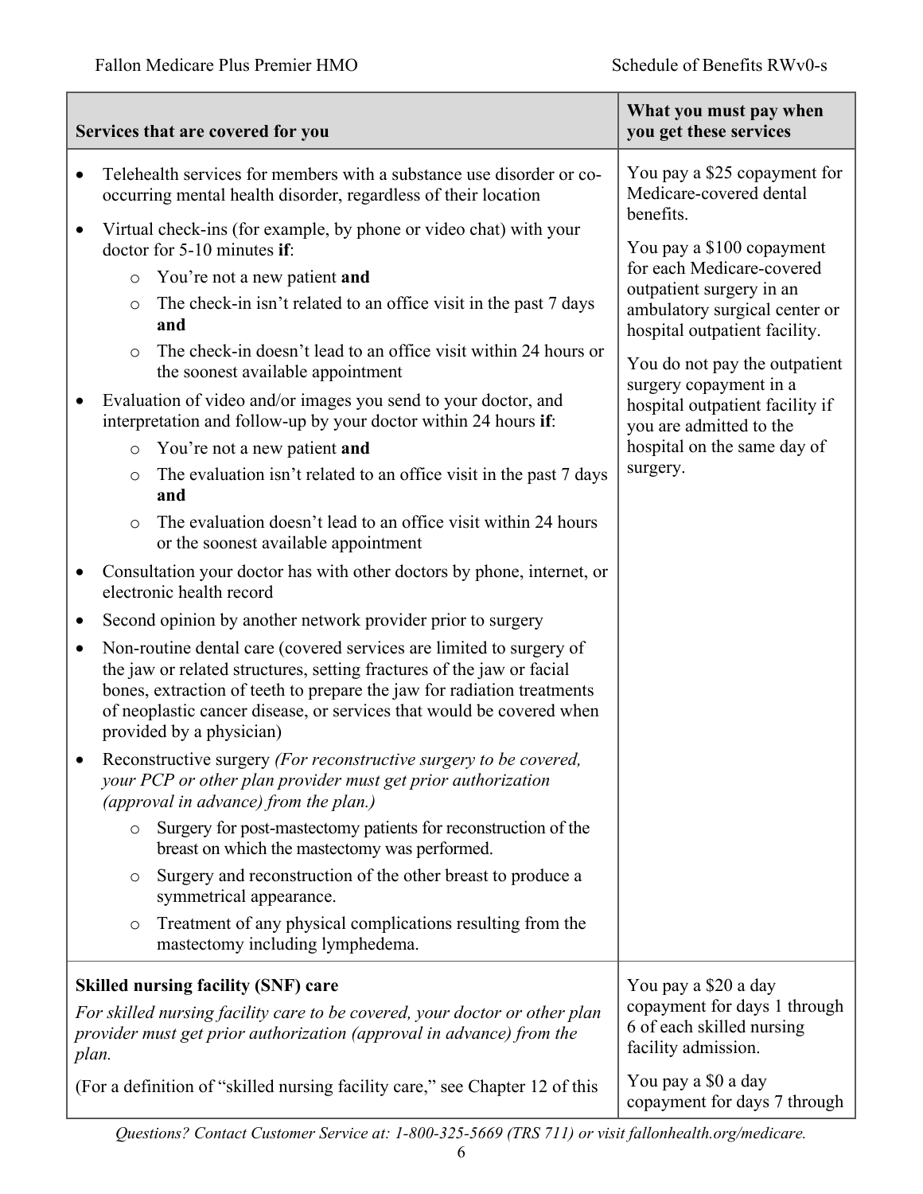| Services that are covered for you | What you must pay when you get these services |
|---|---|
| • Telehealth services for members with a substance use disorder or co-occurring mental health disorder, regardless of their location<br>• Virtual check-ins (for example, by phone or video chat) with your doctor for 5-10 minutes **if**:<br>&nbsp;&nbsp;&nbsp;&nbsp;○ You're not a new patient **and**<br>&nbsp;&nbsp;&nbsp;&nbsp;○ The check-in isn't related to an office visit in the past 7 days **and**<br>&nbsp;&nbsp;&nbsp;&nbsp;○ The check-in doesn't lead to an office visit within 24 hours or the soonest available appointment<br>• Evaluation of video and/or images you send to your doctor, and interpretation and follow-up by your doctor within 24 hours **if**:<br>&nbsp;&nbsp;&nbsp;&nbsp;○ You're not a new patient **and**<br>&nbsp;&nbsp;&nbsp;&nbsp;○ The evaluation isn't related to an office visit in the past 7 days **and**<br>&nbsp;&nbsp;&nbsp;&nbsp;○ The evaluation doesn't lead to an office visit within 24 hours or the soonest available appointment<br>• Consultation your doctor has with other doctors by phone, internet, or electronic health record<br>• Second opinion by another network provider prior to surgery<br>• Non-routine dental care (covered services are limited to surgery of the jaw or related structures, setting fractures of the jaw or facial bones, extraction of teeth to prepare the jaw for radiation treatments of neoplastic cancer disease, or services that would be covered when provided by a physician)<br>• Reconstructive surgery *(For reconstructive surgery to be covered, your PCP or other plan provider must get prior authorization (approval in advance) from the plan.)*<br>&nbsp;&nbsp;&nbsp;&nbsp;○ Surgery for post-mastectomy patients for reconstruction of the breast on which the mastectomy was performed.<br>&nbsp;&nbsp;&nbsp;&nbsp;○ Surgery and reconstruction of the other breast to produce a symmetrical appearance.<br>&nbsp;&nbsp;&nbsp;&nbsp;○ Treatment of any physical complications resulting from the mastectomy including lymphedema. | You pay a $25 copayment for Medicare-covered dental benefits.<br><br>You pay a $100 copayment for each Medicare-covered outpatient surgery in an ambulatory surgical center or hospital outpatient facility.<br><br>You do not pay the outpatient surgery copayment in a hospital outpatient facility if you are admitted to the hospital on the same day of surgery. |
| **Skilled nursing facility (SNF) care**<br><br>*For skilled nursing facility care to be covered, your doctor or other plan provider must get prior authorization (approval in advance) from the plan.*<br><br>(For a definition of "skilled nursing facility care," see Chapter 12 of this | You pay a $20 a day copayment for days 1 through 6 of each skilled nursing facility admission.<br><br>You pay a $0 a day copayment for days 7 through |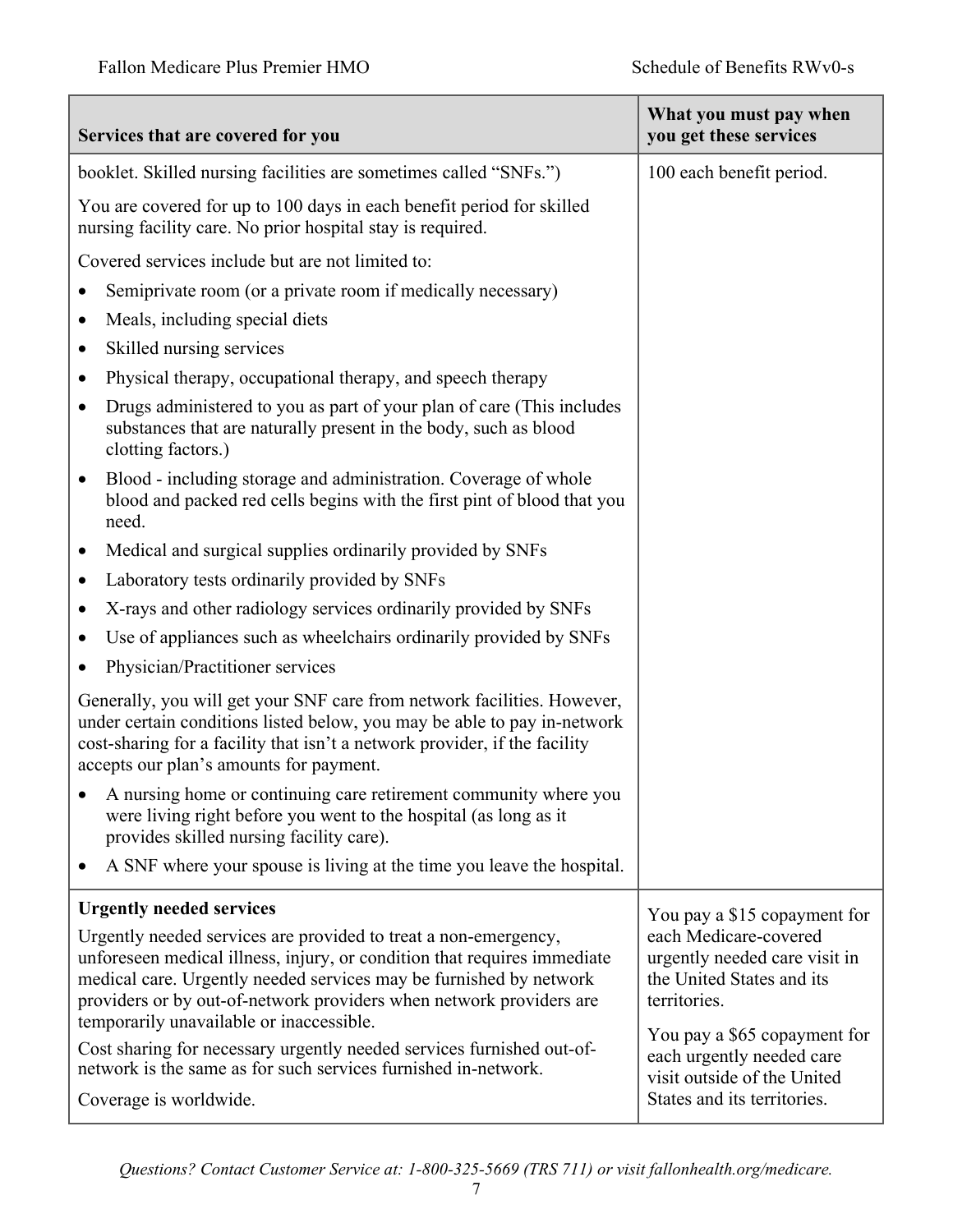| Services that are covered for you | What you must pay when you get these services |
|---|---|
| booklet. Skilled nursing facilities are sometimes called “SNFs.”)<br><br>You are covered for up to 100 days in each benefit period for skilled nursing facility care. No prior hospital stay is required.<br><br>Covered services include but are not limited to:<br>• Semiprivate room (or a private room if medically necessary)<br>• Meals, including special diets<br>• Skilled nursing services<br>• Physical therapy, occupational therapy, and speech therapy<br>• Drugs administered to you as part of your plan of care (This includes substances that are naturally present in the body, such as blood clotting factors.)<br>• Blood - including storage and administration. Coverage of whole blood and packed red cells begins with the first pint of blood that you need.<br>• Medical and surgical supplies ordinarily provided by SNFs<br>• Laboratory tests ordinarily provided by SNFs<br>• X-rays and other radiology services ordinarily provided by SNFs<br>• Use of appliances such as wheelchairs ordinarily provided by SNFs<br>• Physician/Practitioner services<br><br>Generally, you will get your SNF care from network facilities. However, under certain conditions listed below, you may be able to pay in-network cost-sharing for a facility that isn’t a network provider, if the facility accepts our plan’s amounts for payment.<br>• A nursing home or continuing care retirement community where you were living right before you went to the hospital (as long as it provides skilled nursing facility care).<br>• A SNF where your spouse is living at the time you leave the hospital. | 100 each benefit period. |
| **Urgently needed services**<br><br>Urgently needed services are provided to treat a non-emergency, unforeseen medical illness, injury, or condition that requires immediate medical care. Urgently needed services may be furnished by network providers or by out-of-network providers when network providers are temporarily unavailable or inaccessible.<br><br>Cost sharing for necessary urgently needed services furnished out-of-network is the same as for such services furnished in-network.<br><br>Coverage is worldwide. | You pay a $15 copayment for each Medicare-covered urgently needed care visit in the United States and its territories.<br><br>You pay a $65 copayment for each urgently needed care visit outside of the United States and its territories. |

*Questions? Contact Customer Service at: 1-800-325-5669 (TRS 711) or visit fallonhealth.org/medicare.*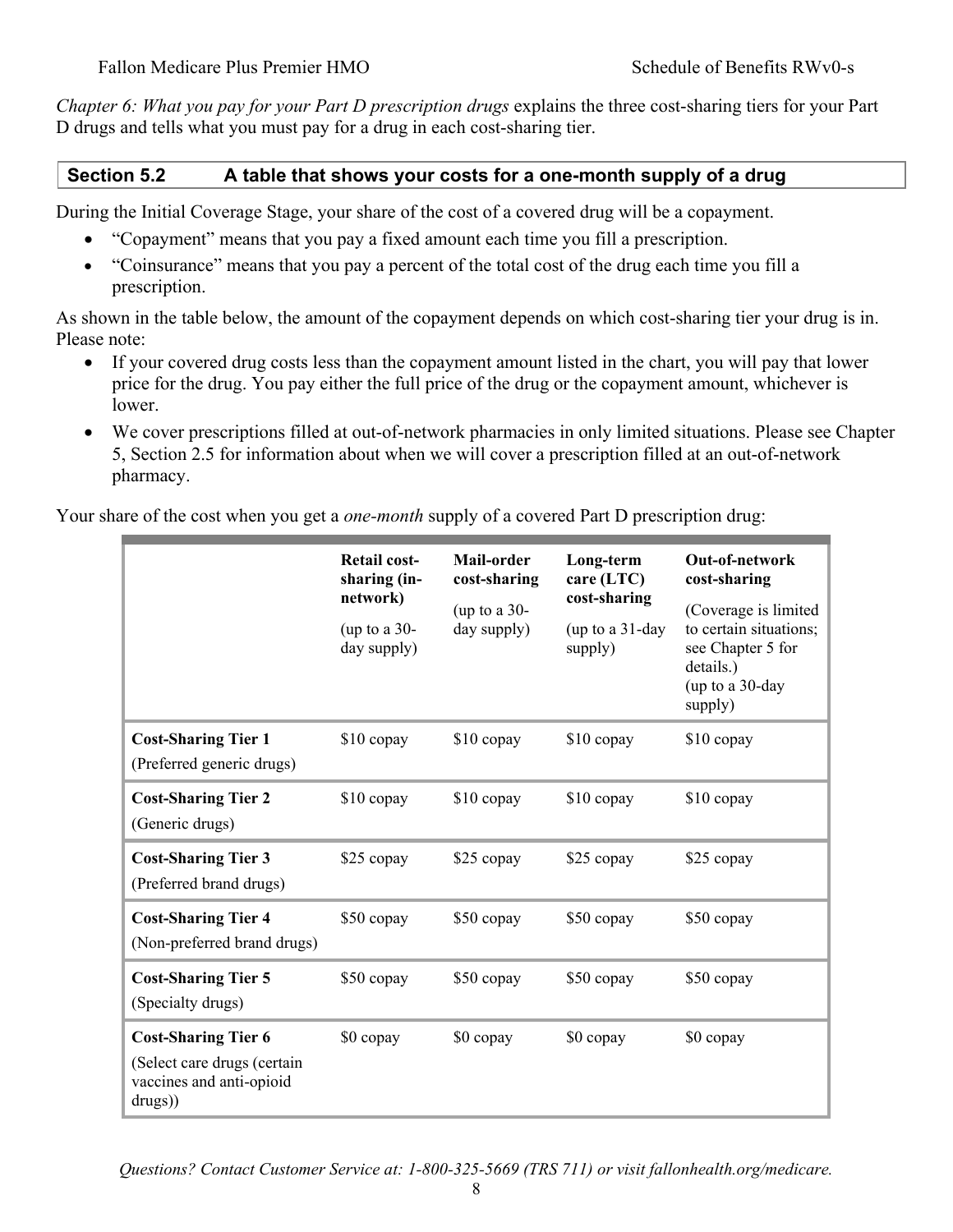*Chapter 6: What you pay for your Part D prescription drugs* explains the three cost-sharing tiers for your Part D drugs and tells what you must pay for a drug in each cost-sharing tier.

## Section 5.2 A table that shows your costs for a one-month supply of a drug

During the Initial Coverage Stage, your share of the cost of a covered drug will be a copayment.

- "Copayment" means that you pay a fixed amount each time you fill a prescription.
- "Coinsurance" means that you pay a percent of the total cost of the drug each time you fill a prescription.

As shown in the table below, the amount of the copayment depends on which cost-sharing tier your drug is in. Please note:

- If your covered drug costs less than the copayment amount listed in the chart, you will pay that lower price for the drug. You pay either the full price of the drug or the copayment amount, whichever is lower.
- We cover prescriptions filled at out-of-network pharmacies in only limited situations. Please see Chapter 5, Section 2.5 for information about when we will cover a prescription filled at an out-of-network pharmacy.

Your share of the cost when you get a *one-month* supply of a covered Part D prescription drug:

| | **Retail cost-sharing (in-network)** (up to a 30-day supply) | **Mail-order cost-sharing** (up to a 30-day supply) | **Long-term care (LTC) cost-sharing** (up to a 31-day supply) | **Out-of-network cost-sharing** (Coverage is limited to certain situations; see Chapter 5 for details.) (up to a 30-day supply) |
|---|---|---|---|---|
| **Cost-Sharing Tier 1** (Preferred generic drugs) | $10 copay | $10 copay | $10 copay | $10 copay |
| **Cost-Sharing Tier 2** (Generic drugs) | $10 copay | $10 copay | $10 copay | $10 copay |
| **Cost-Sharing Tier 3** (Preferred brand drugs) | $25 copay | $25 copay | $25 copay | $25 copay |
| **Cost-Sharing Tier 4** (Non-preferred brand drugs) | $50 copay | $50 copay | $50 copay | $50 copay |
| **Cost-Sharing Tier 5** (Specialty drugs) | $50 copay | $50 copay | $50 copay | $50 copay |
| **Cost-Sharing Tier 6** (Select care drugs (certain vaccines and anti-opioid drugs)) | $0 copay | $0 copay | $0 copay | $0 copay |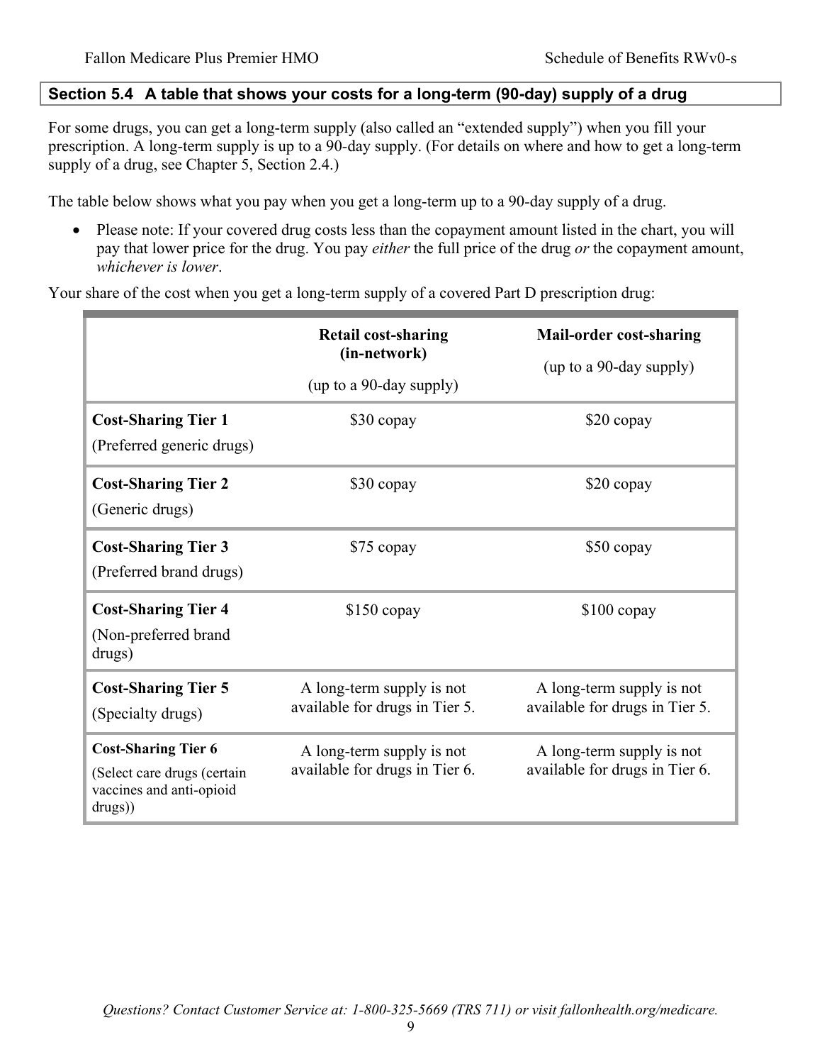## Section 5.4 A table that shows your costs for a long-term (90-day) supply of a drug

For some drugs, you can get a long-term supply (also called an "extended supply") when you fill your prescription. A long-term supply is up to a 90-day supply. (For details on where and how to get a long-term supply of a drug, see Chapter 5, Section 2.4.)

The table below shows what you pay when you get a long-term up to a 90-day supply of a drug.

- Please note: If your covered drug costs less than the copayment amount listed in the chart, you will pay that lower price for the drug. You pay *either* the full price of the drug *or* the copayment amount, *whichever is lower*.

Your share of the cost when you get a long-term supply of a covered Part D prescription drug:

| | **Retail cost-sharing (in-network)** (up to a 90-day supply) | **Mail-order cost-sharing** (up to a 90-day supply) |
|---|---|---|
| **Cost-Sharing Tier 1** (Preferred generic drugs) | $30 copay | $20 copay |
| **Cost-Sharing Tier 2** (Generic drugs) | $30 copay | $20 copay |
| **Cost-Sharing Tier 3** (Preferred brand drugs) | $75 copay | $50 copay |
| **Cost-Sharing Tier 4** (Non-preferred brand drugs) | $150 copay | $100 copay |
| **Cost-Sharing Tier 5** (Specialty drugs) | A long-term supply is not available for drugs in Tier 5. | A long-term supply is not available for drugs in Tier 5. |
| **Cost-Sharing Tier 6** (Select care drugs (certain vaccines and anti-opioid drugs)) | A long-term supply is not available for drugs in Tier 6. | A long-term supply is not available for drugs in Tier 6. |

*Questions? Contact Customer Service at: 1-800-325-5669 (TRS 711) or visit fallonhealth.org/medicare.*